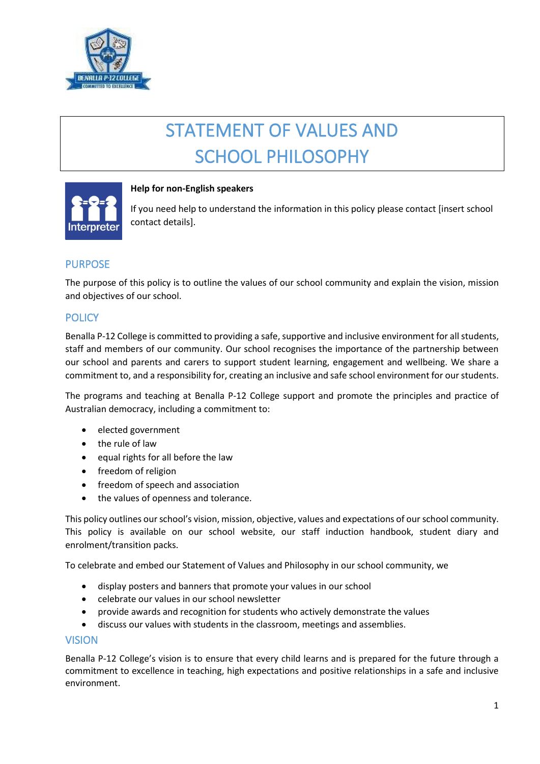# STATEMENT OF VALUES AND SCHOOL PHILOSOPHY

**Help for non-English speakers**

If you need help to understand the information in this policy please contact [insert school contact details].

## PURPOSE

The purpose of this policy is to outline the values of our school community and explain the vision, mission and objectives of our school.

## POLICY

Benalla P-12 College is committed to providing a safe, supportive and inclusive environment for all students, staff and members of our community. Our school recognises the importance of the partnership between our school and parents and carers to support student learning, engagement and wellbeing. We share a commitment to, and a responsibility for, creating an inclusive and safe school environment for our students.

The programs and teaching at Benalla P-12 College support and promote the principles and practice of Australian democracy, including a commitment to:

- elected government
- the rule of law
- equal rights for all before the law
- freedom of religion
- freedom of speech and association
- the values of openness and tolerance.

This policy outlines our school's vision, mission, objective, values and expectations of our school community. This policy is available on our school website, our staff induction handbook, student diary and enrolment/transition packs.

To celebrate and embed our Statement of Values and Philosophy in our school community, we

- display posters and banners that promote your values in our school
- celebrate our values in our school newsletter
- provide awards and recognition for students who actively demonstrate the values
- discuss our values with students in the classroom, meetings and assemblies.

## VISION

Benalla P-12 College's vision is to ensure that every child learns and is prepared for the future through a commitment to excellence in teaching, high expectations and positive relationships in a safe and inclusive environment.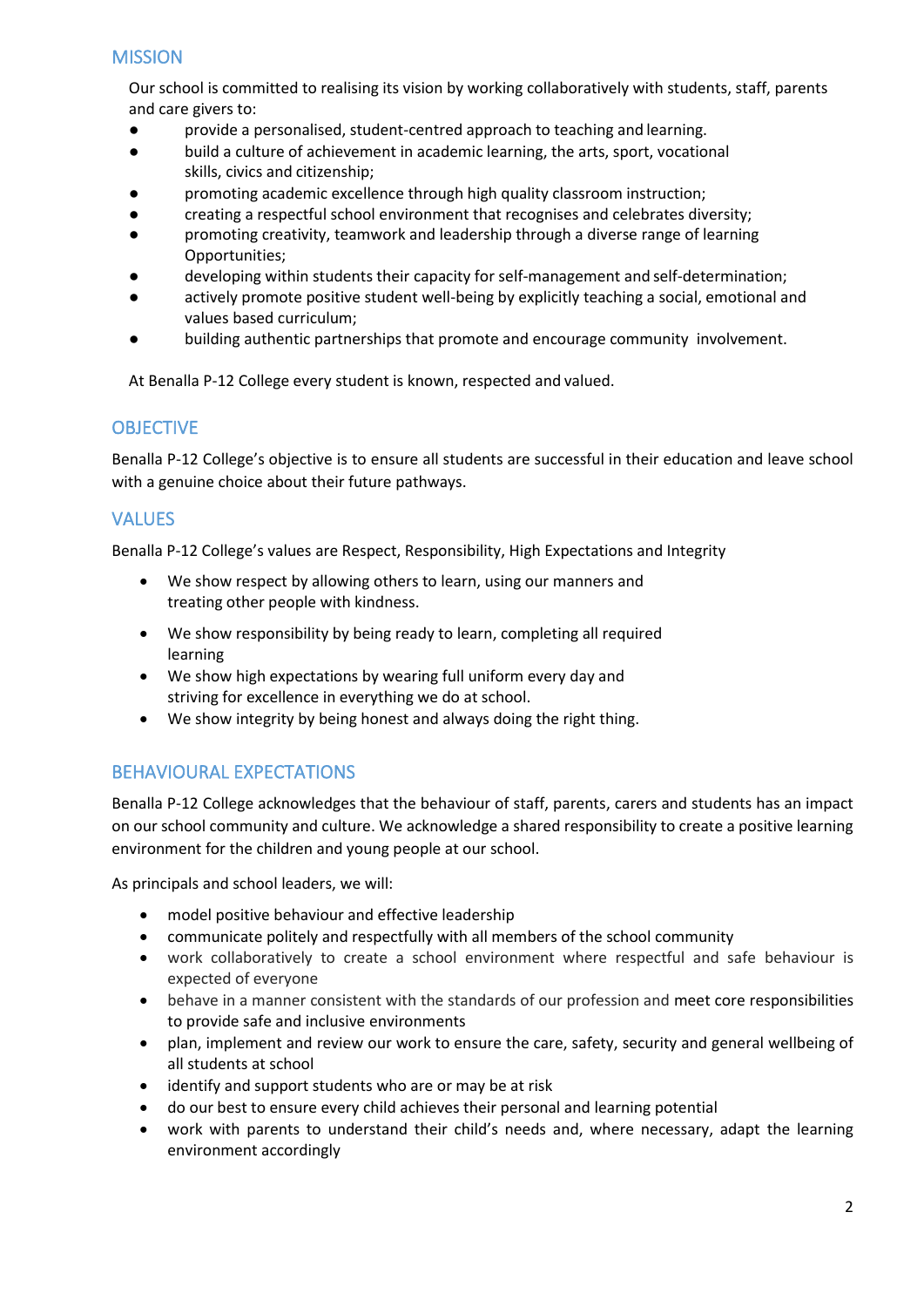## MISSION

Our school is committed to realising its vision by working collaboratively with students, staff, parents and care givers to:

- provide a personalised, student-centred approach to teaching and learning.
- build a culture of achievement in academic learning, the arts, sport, vocational skills, civics and citizenship;
- promoting academic excellence through high quality classroom instruction;
- creating a respectful school environment that recognises and celebrates diversity;
- promoting creativity, teamwork and leadership through a diverse range of learning Opportunities;
- developing within students their capacity for self-management and self-determination;
- actively promote positive student well-being by explicitly teaching a social, emotional and values based curriculum;
- building authentic partnerships that promote and encourage community involvement.

At Benalla P-12 College every student is known, respected and valued.

## OBJECTIVE

Benalla P-12 College's objective is to ensure all students are successful in their education and leave school with a genuine choice about their future pathways.

## VALUES

Benalla P-12 College's values are Respect, Responsibility, High Expectations and Integrity

- We show respect by allowing others to learn, using our manners and treating other people with kindness.
- We show responsibility by being ready to learn, completing all required learning
- We show high expectations by wearing full uniform every day and striving for excellence in everything we do at school.
- We show integrity by being honest and always doing the right thing.

## BEHAVIOURAL EXPECTATIONS

Benalla P-12 College acknowledges that the behaviour of staff, parents, carers and students has an impact on our school community and culture. We acknowledge a shared responsibility to create a positive learning environment for the children and young people at our school.

As principals and school leaders, we will:

- model positive behaviour and effective leadership
- communicate politely and respectfully with all members of the school community
- work collaboratively to create a school environment where respectful and safe behaviour is expected of everyone
- behave in a manner consistent with the standards of our profession and meet core responsibilities to provide safe and inclusive environments
- plan, implement and review our work to ensure the care, safety, security and general wellbeing of all students at school
- identify and support students who are or may be at risk
- do our best to ensure every child achieves their personal and learning potential
- work with parents to understand their child's needs and, where necessary, adapt the learning environment accordingly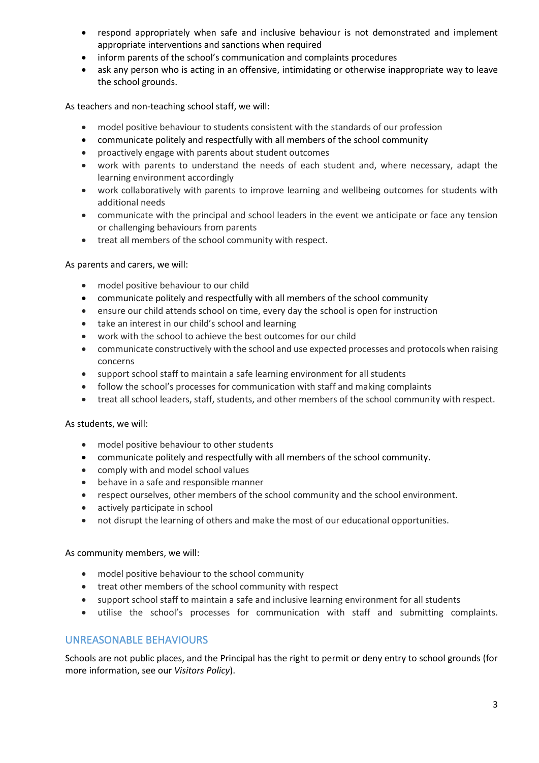- respond appropriately when safe and inclusive behaviour is not demonstrated and implement appropriate interventions and sanctions when required
- inform parents of the school's communication and complaints procedures
- ask any person who is acting in an offensive, intimidating or otherwise inappropriate way to leave the school grounds.

As teachers and non-teaching school staff, we will:

- model positive behaviour to students consistent with the standards of our profession
- communicate politely and respectfully with all members of the school community
- proactively engage with parents about student outcomes
- work with parents to understand the needs of each student and, where necessary, adapt the learning environment accordingly
- work collaboratively with parents to improve learning and wellbeing outcomes for students with additional needs
- communicate with the principal and school leaders in the event we anticipate or face any tension or challenging behaviours from parents
- treat all members of the school community with respect.

As parents and carers, we will:

- model positive behaviour to our child
- communicate politely and respectfully with all members of the school community
- ensure our child attends school on time, every day the school is open for instruction
- take an interest in our child's school and learning
- work with the school to achieve the best outcomes for our child
- communicate constructively with the school and use expected processes and protocols when raising concerns
- support school staff to maintain a safe learning environment for all students
- follow the school's processes for communication with staff and making complaints
- treat all school leaders, staff, students, and other members of the school community with respect.

As students, we will:

- model positive behaviour to other students
- communicate politely and respectfully with all members of the school community.
- comply with and model school values
- behave in a safe and responsible manner
- respect ourselves, other members of the school community and the school environment.
- actively participate in school
- not disrupt the learning of others and make the most of our educational opportunities.

As community members, we will:

- model positive behaviour to the school community
- treat other members of the school community with respect
- support school staff to maintain a safe and inclusive learning environment for all students
- utilise the school's processes for communication with staff and submitting complaints.

## UNREASONABLE BEHAVIOURS

Schools are not public places, and the Principal has the right to permit or deny entry to school grounds (for more information, see our *Visitors Policy*).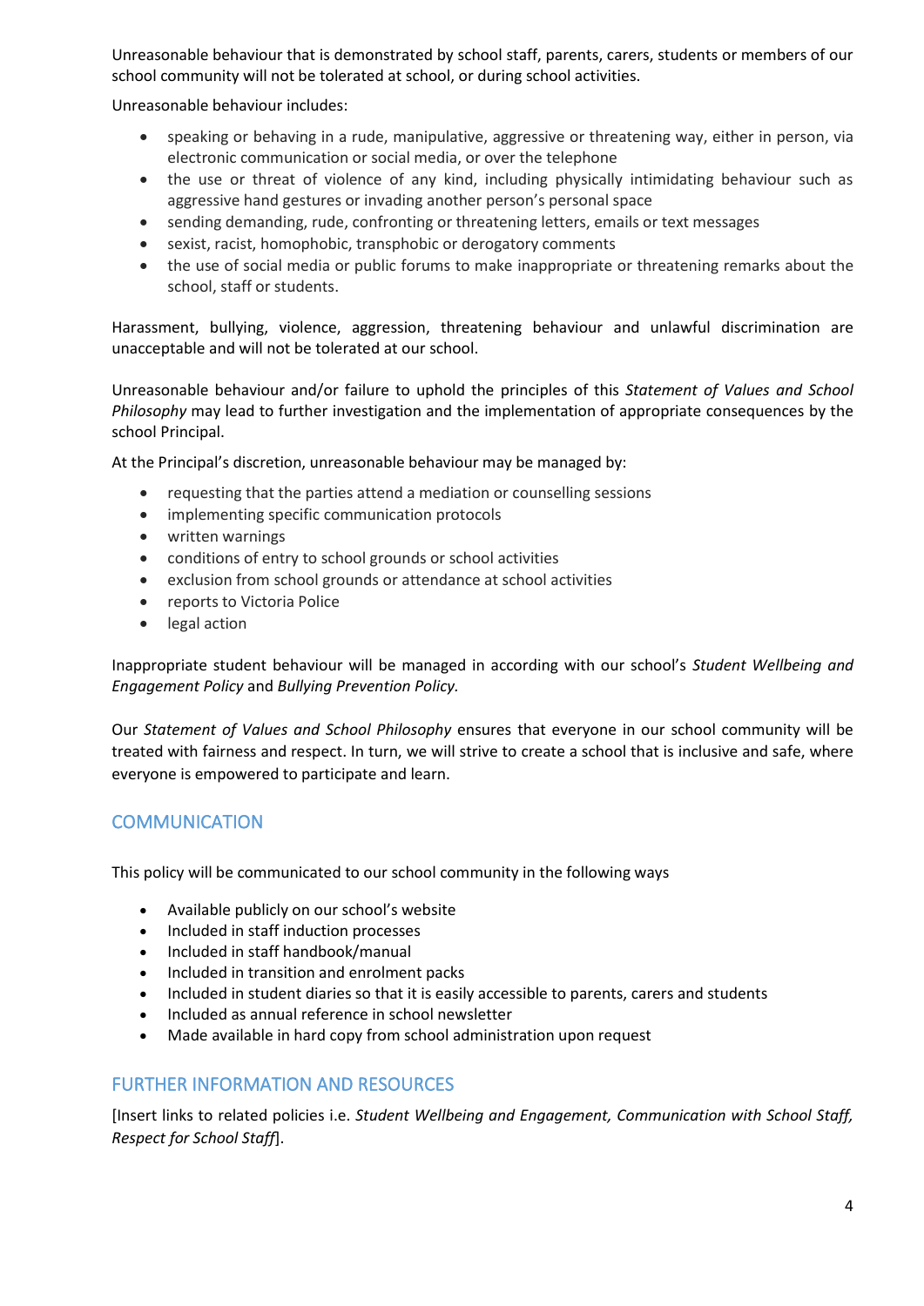Unreasonable behaviour that is demonstrated by school staff, parents, carers, students or members of our school community will not be tolerated at school, or during school activities.

Unreasonable behaviour includes:

- speaking or behaving in a rude, manipulative, aggressive or threatening way, either in person, via electronic communication or social media, or over the telephone
- the use or threat of violence of any kind, including physically intimidating behaviour such as aggressive hand gestures or invading another person's personal space
- sending demanding, rude, confronting or threatening letters, emails or text messages
- sexist, racist, homophobic, transphobic or derogatory comments
- the use of social media or public forums to make inappropriate or threatening remarks about the school, staff or students.

Harassment, bullying, violence, aggression, threatening behaviour and unlawful discrimination are unacceptable and will not be tolerated at our school.

Unreasonable behaviour and/or failure to uphold the principles of this *Statement of Values and School Philosophy* may lead to further investigation and the implementation of appropriate consequences by the school Principal.

At the Principal's discretion, unreasonable behaviour may be managed by:

- requesting that the parties attend a mediation or counselling sessions
- implementing specific communication protocols
- written warnings
- conditions of entry to school grounds or school activities
- exclusion from school grounds or attendance at school activities
- reports to Victoria Police
- legal action

Inappropriate student behaviour will be managed in according with our school's *Student Wellbeing and Engagement Policy* and *Bullying Prevention Policy.*

Our *Statement of Values and School Philosophy* ensures that everyone in our school community will be treated with fairness and respect. In turn, we will strive to create a school that is inclusive and safe, where everyone is empowered to participate and learn.

## COMMUNICATION

This policy will be communicated to our school community in the following ways

- Available publicly on our school's website
- Included in staff induction processes
- Included in staff handbook/manual
- Included in transition and enrolment packs
- Included in student diaries so that it is easily accessible to parents, carers and students
- Included as annual reference in school newsletter
- Made available in hard copy from school administration upon request

## FURTHER INFORMATION AND RESOURCES

[Insert links to related policies i.e. *Student Wellbeing and Engagement, Communication with School Staff, Respect for School Staff*].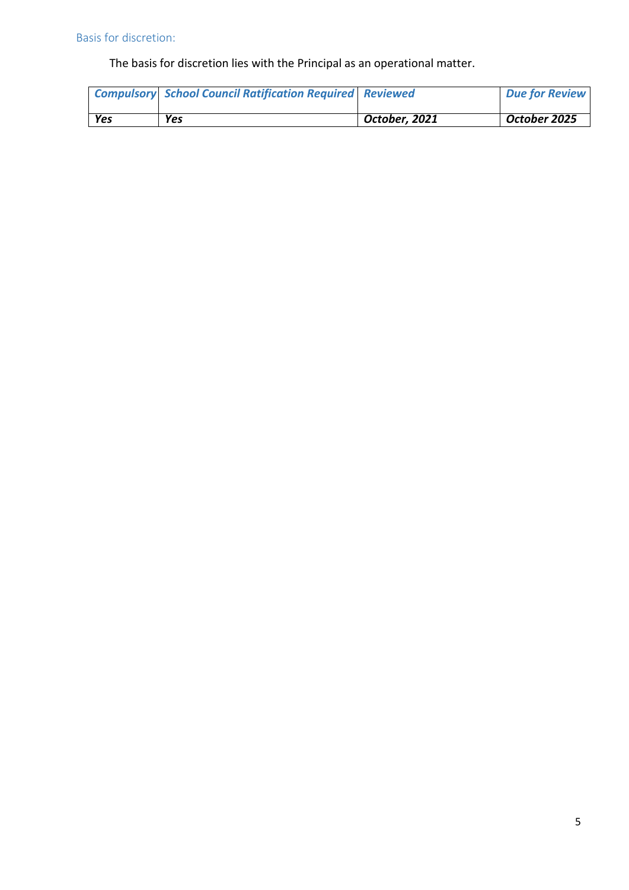### Basis for discretion:

The basis for discretion lies with the Principal as an operational matter.

| ***Compulsory*** | ***School Council Ratification Required*** | ***Reviewed*** | ***Due for Review*** |
|---|---|---|---|
| ***Yes*** | ***Yes*** | ***October, 2021*** | ***October 2025*** |